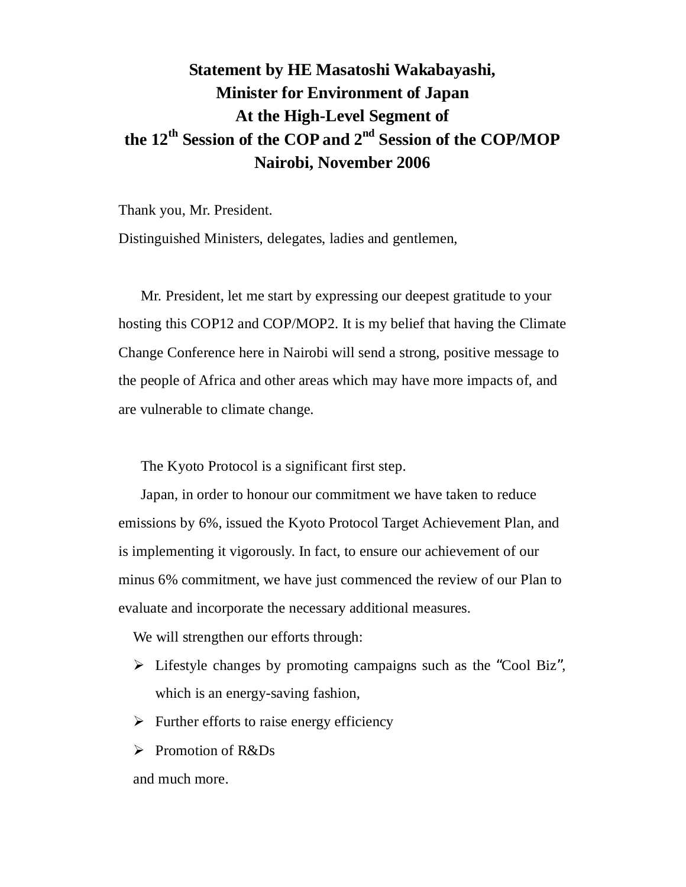# Statement by HE Masatoshi Wakabayashi, Minister for Environment of Japan At the High-Level Segment of the 12th Session of the COP and 2nd Session of the COP/MOP Nairobi, November 2006

Thank you, Mr. President.

Distinguished Ministers, delegates, ladies and gentlemen,

Mr. President, let me start by expressing our deepest gratitude to your hosting this COP12 and COP/MOP2. It is my belief that having the Climate Change Conference here in Nairobi will send a strong, positive message to the people of Africa and other areas which may have more impacts of, and are vulnerable to climate change.

The Kyoto Protocol is a significant first step.

Japan, in order to honour our commitment we have taken to reduce emissions by 6%, issued the Kyoto Protocol Target Achievement Plan, and is implementing it vigorously. In fact, to ensure our achievement of our minus 6% commitment, we have just commenced the review of our Plan to evaluate and incorporate the necessary additional measures.

We will strengthen our efforts through:

- Lifestyle changes by promoting campaigns such as the “Cool Biz”, which is an energy-saving fashion,
- Further efforts to raise energy efficiency
- Promotion of R&Ds

and much more.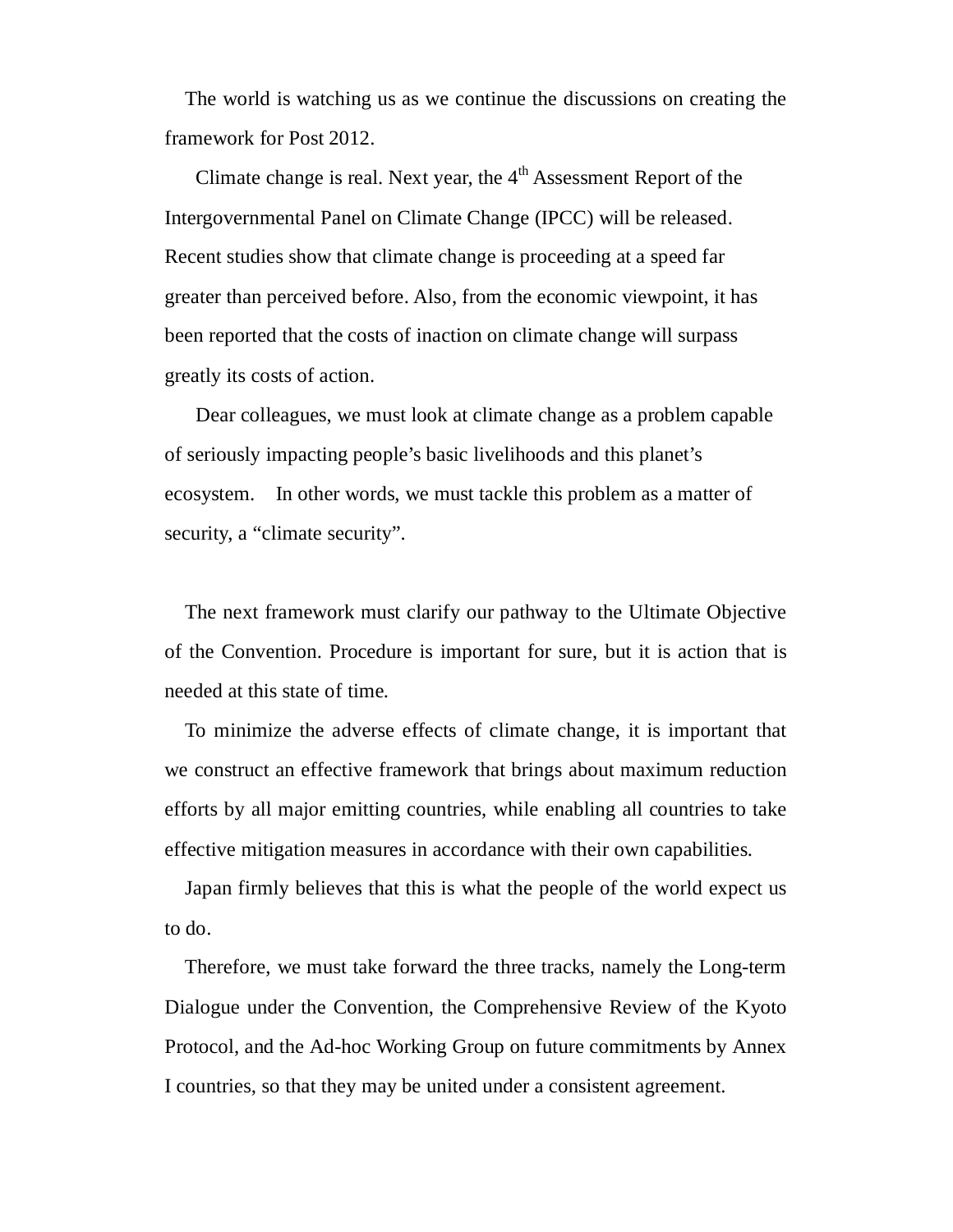The world is watching us as we continue the discussions on creating the framework for Post 2012.

Climate change is real. Next year, the 4th Assessment Report of the Intergovernmental Panel on Climate Change (IPCC) will be released. Recent studies show that climate change is proceeding at a speed far greater than perceived before. Also, from the economic viewpoint, it has been reported that the costs of inaction on climate change will surpass greatly its costs of action.

Dear colleagues, we must look at climate change as a problem capable of seriously impacting people's basic livelihoods and this planet's ecosystem. In other words, we must tackle this problem as a matter of security, a "climate security".

The next framework must clarify our pathway to the Ultimate Objective of the Convention. Procedure is important for sure, but it is action that is needed at this state of time.

To minimize the adverse effects of climate change, it is important that we construct an effective framework that brings about maximum reduction efforts by all major emitting countries, while enabling all countries to take effective mitigation measures in accordance with their own capabilities.

Japan firmly believes that this is what the people of the world expect us to do.

Therefore, we must take forward the three tracks, namely the Long-term Dialogue under the Convention, the Comprehensive Review of the Kyoto Protocol, and the Ad-hoc Working Group on future commitments by Annex I countries, so that they may be united under a consistent agreement.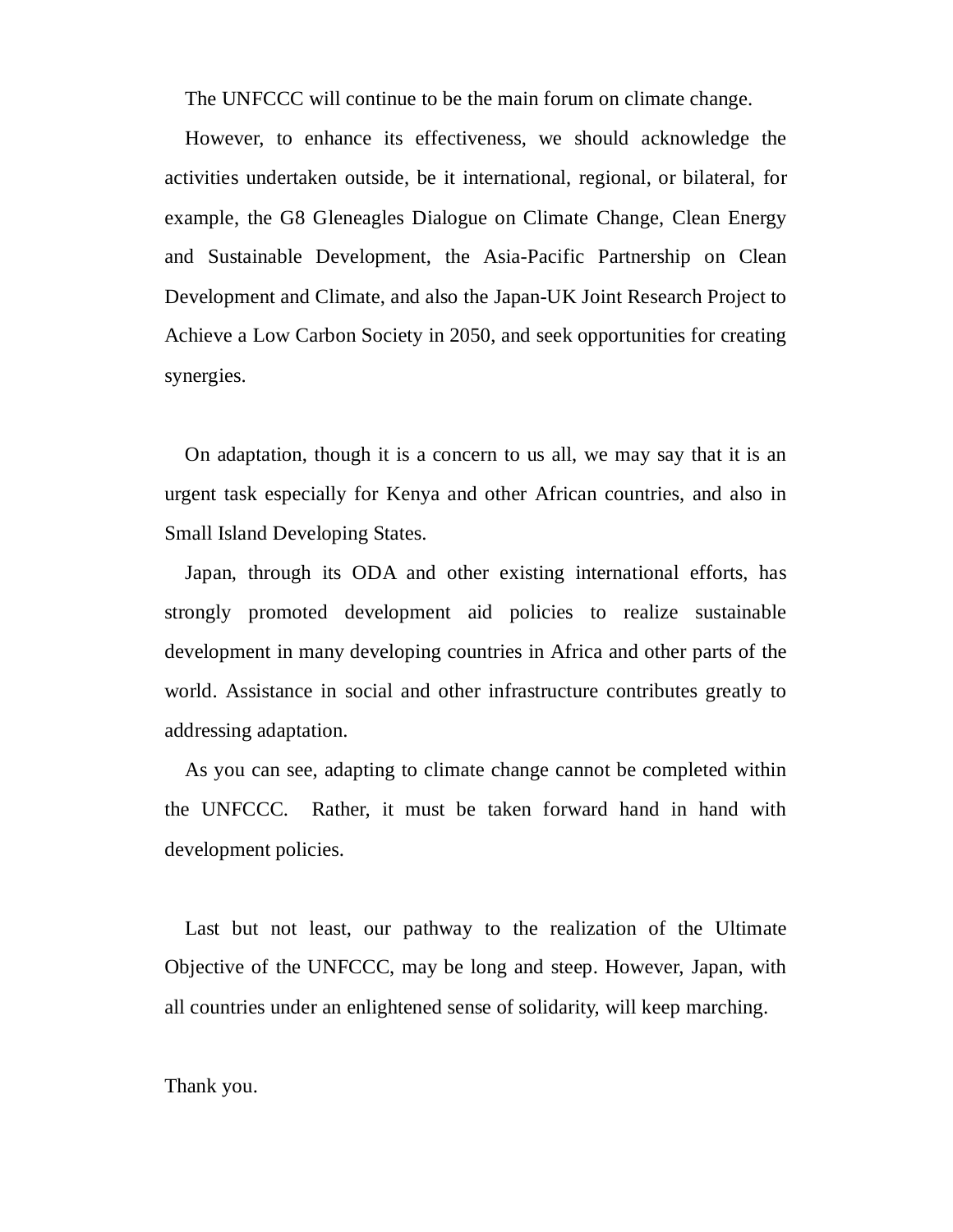The UNFCCC will continue to be the main forum on climate change.

However, to enhance its effectiveness, we should acknowledge the activities undertaken outside, be it international, regional, or bilateral, for example, the G8 Gleneagles Dialogue on Climate Change, Clean Energy and Sustainable Development, the Asia-Pacific Partnership on Clean Development and Climate, and also the Japan-UK Joint Research Project to Achieve a Low Carbon Society in 2050, and seek opportunities for creating synergies.

On adaptation, though it is a concern to us all, we may say that it is an urgent task especially for Kenya and other African countries, and also in Small Island Developing States.

Japan, through its ODA and other existing international efforts, has strongly promoted development aid policies to realize sustainable development in many developing countries in Africa and other parts of the world. Assistance in social and other infrastructure contributes greatly to addressing adaptation.

As you can see, adapting to climate change cannot be completed within the UNFCCC. Rather, it must be taken forward hand in hand with development policies.

Last but not least, our pathway to the realization of the Ultimate Objective of the UNFCCC, may be long and steep. However, Japan, with all countries under an enlightened sense of solidarity, will keep marching.

Thank you.